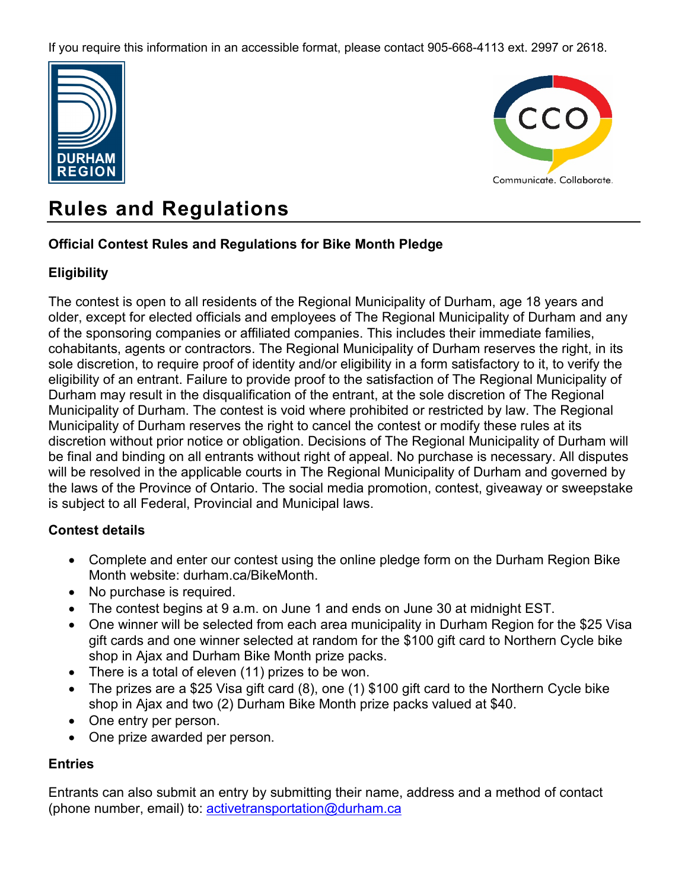If you require this information in an accessible format, please contact 905-668-4113 ext. 2997 or 2618.

# Rules and Regulations

**Official Contest Rules and Regulations for Bike Month Pledge**

**Eligibility**

The contest is open to all residents of the Regional Municipality of Durham, age 18 years and older, except for elected officials and employees of The Regional Municipality of Durham and any of the sponsoring companies or affiliated companies. This includes their immediate families, cohabitants, agents or contractors. The Regional Municipality of Durham reserves the right, in its sole discretion, to require proof of identity and/or eligibility in a form satisfactory to it, to verify the eligibility of an entrant. Failure to provide proof to the satisfaction of The Regional Municipality of Durham may result in the disqualification of the entrant, at the sole discretion of The Regional Municipality of Durham. The contest is void where prohibited or restricted by law. The Regional Municipality of Durham reserves the right to cancel the contest or modify these rules at its discretion without prior notice or obligation. Decisions of The Regional Municipality of Durham will be final and binding on all entrants without right of appeal. No purchase is necessary. All disputes will be resolved in the applicable courts in The Regional Municipality of Durham and governed by the laws of the Province of Ontario. The social media promotion, contest, giveaway or sweepstake is subject to all Federal, Provincial and Municipal laws.

**Contest details**

- Complete and enter our contest using the online pledge form on the Durham Region Bike Month website: durham.ca/BikeMonth.
- No purchase is required.
- The contest begins at 9 a.m. on June 1 and ends on June 30 at midnight EST.
- One winner will be selected from each area municipality in Durham Region for the $25 Visa gift cards and one winner selected at random for the $100 gift card to Northern Cycle bike shop in Ajax and Durham Bike Month prize packs.
- There is a total of eleven (11) prizes to be won.
- The prizes are a $25 Visa gift card (8), one (1) $100 gift card to the Northern Cycle bike shop in Ajax and two (2) Durham Bike Month prize packs valued at $40.
- One entry per person.
- One prize awarded per person.

**Entries**

Entrants can also submit an entry by submitting their name, address and a method of contact (phone number, email) to: activetransportation@durham.ca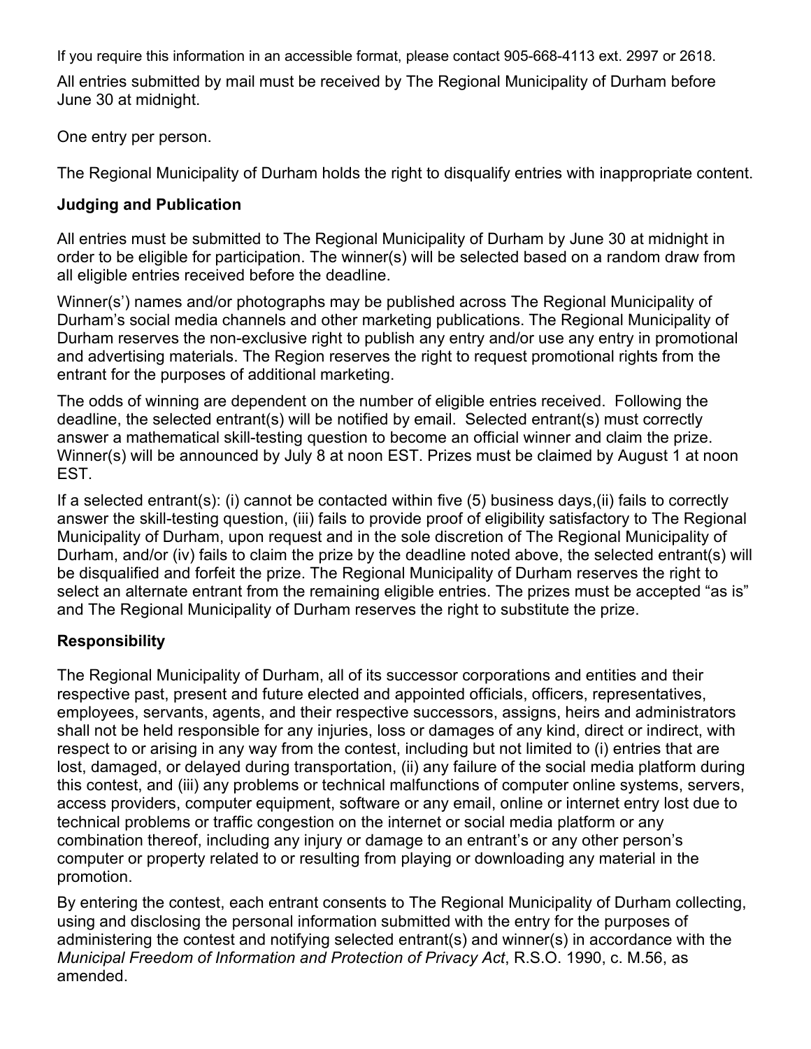If you require this information in an accessible format, please contact 905-668-4113 ext. 2997 or 2618.

All entries submitted by mail must be received by The Regional Municipality of Durham before June 30 at midnight.

One entry per person.

The Regional Municipality of Durham holds the right to disqualify entries with inappropriate content.

**Judging and Publication**

All entries must be submitted to The Regional Municipality of Durham by June 30 at midnight in order to be eligible for participation. The winner(s) will be selected based on a random draw from all eligible entries received before the deadline.

Winner(s') names and/or photographs may be published across The Regional Municipality of Durham's social media channels and other marketing publications. The Regional Municipality of Durham reserves the non-exclusive right to publish any entry and/or use any entry in promotional and advertising materials. The Region reserves the right to request promotional rights from the entrant for the purposes of additional marketing.

The odds of winning are dependent on the number of eligible entries received. Following the deadline, the selected entrant(s) will be notified by email. Selected entrant(s) must correctly answer a mathematical skill-testing question to become an official winner and claim the prize. Winner(s) will be announced by July 8 at noon EST. Prizes must be claimed by August 1 at noon EST.

If a selected entrant(s): (i) cannot be contacted within five (5) business days,(ii) fails to correctly answer the skill-testing question, (iii) fails to provide proof of eligibility satisfactory to The Regional Municipality of Durham, upon request and in the sole discretion of The Regional Municipality of Durham, and/or (iv) fails to claim the prize by the deadline noted above, the selected entrant(s) will be disqualified and forfeit the prize. The Regional Municipality of Durham reserves the right to select an alternate entrant from the remaining eligible entries. The prizes must be accepted "as is" and The Regional Municipality of Durham reserves the right to substitute the prize.

**Responsibility**

The Regional Municipality of Durham, all of its successor corporations and entities and their respective past, present and future elected and appointed officials, officers, representatives, employees, servants, agents, and their respective successors, assigns, heirs and administrators shall not be held responsible for any injuries, loss or damages of any kind, direct or indirect, with respect to or arising in any way from the contest, including but not limited to (i) entries that are lost, damaged, or delayed during transportation, (ii) any failure of the social media platform during this contest, and (iii) any problems or technical malfunctions of computer online systems, servers, access providers, computer equipment, software or any email, online or internet entry lost due to technical problems or traffic congestion on the internet or social media platform or any combination thereof, including any injury or damage to an entrant's or any other person's computer or property related to or resulting from playing or downloading any material in the promotion.

By entering the contest, each entrant consents to The Regional Municipality of Durham collecting, using and disclosing the personal information submitted with the entry for the purposes of administering the contest and notifying selected entrant(s) and winner(s) in accordance with the *Municipal Freedom of Information and Protection of Privacy Act*, R.S.O. 1990, c. M.56, as amended.